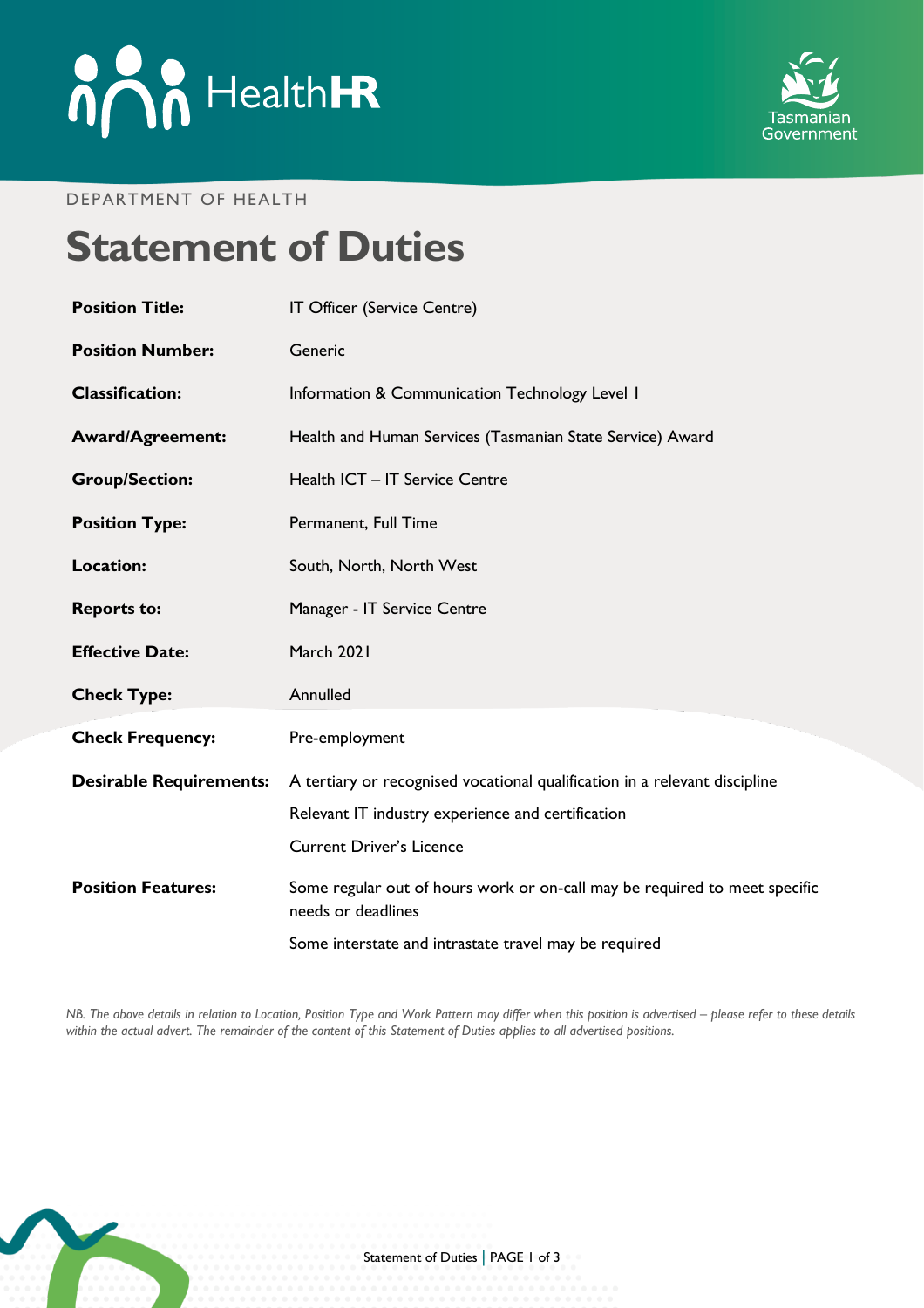DEPARTMENT OF HEALTH

# Statement of Duties

| | |
|---|---|
| **Position Title:** | IT Officer (Service Centre) |
| **Position Number:** | Generic |
| **Classification:** | Information & Communication Technology Level 1 |
| **Award/Agreement:** | Health and Human Services (Tasmanian State Service) Award |
| **Group/Section:** | Health ICT – IT Service Centre |
| **Position Type:** | Permanent, Full Time |
| **Location:** | South, North, North West |
| **Reports to:** | Manager - IT Service Centre |
| **Effective Date:** | March 2021 |
| **Check Type:** | Annulled |
| **Check Frequency:** | Pre-employment |
| **Desirable Requirements:** | A tertiary or recognised vocational qualification in a relevant discipline<br>Relevant IT industry experience and certification<br>Current Driver's Licence |
| **Position Features:** | Some regular out of hours work or on-call may be required to meet specific needs or deadlines<br>Some interstate and intrastate travel may be required |

*NB. The above details in relation to Location, Position Type and Work Pattern may differ when this position is advertised – please refer to these details within the actual advert. The remainder of the content of this Statement of Duties applies to all advertised positions.*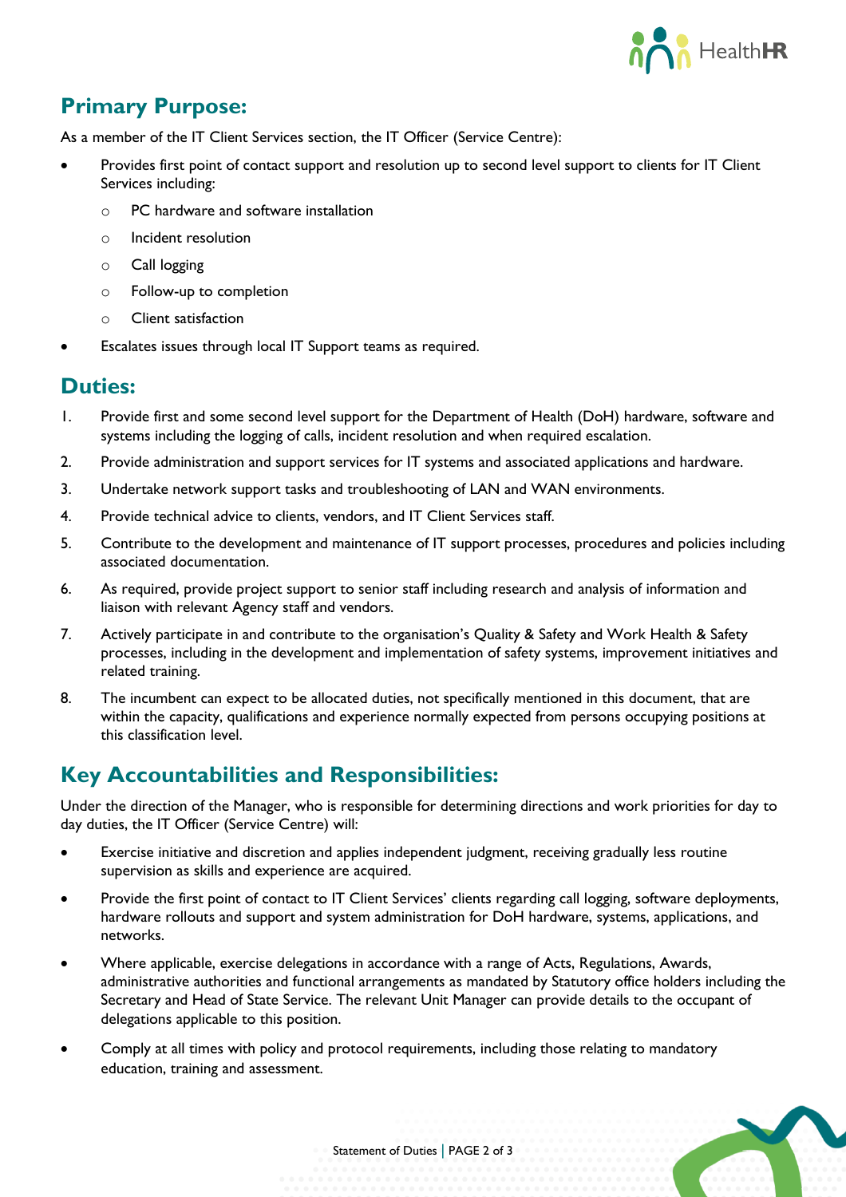## Primary Purpose:

As a member of the IT Client Services section, the IT Officer (Service Centre):

- Provides first point of contact support and resolution up to second level support to clients for IT Client Services including:
  - PC hardware and software installation
  - Incident resolution
  - Call logging
  - Follow-up to completion
  - Client satisfaction
- Escalates issues through local IT Support teams as required.

## Duties:

1. Provide first and some second level support for the Department of Health (DoH) hardware, software and systems including the logging of calls, incident resolution and when required escalation.
2. Provide administration and support services for IT systems and associated applications and hardware.
3. Undertake network support tasks and troubleshooting of LAN and WAN environments.
4. Provide technical advice to clients, vendors, and IT Client Services staff.
5. Contribute to the development and maintenance of IT support processes, procedures and policies including associated documentation.
6. As required, provide project support to senior staff including research and analysis of information and liaison with relevant Agency staff and vendors.
7. Actively participate in and contribute to the organisation's Quality & Safety and Work Health & Safety processes, including in the development and implementation of safety systems, improvement initiatives and related training.
8. The incumbent can expect to be allocated duties, not specifically mentioned in this document, that are within the capacity, qualifications and experience normally expected from persons occupying positions at this classification level.

## Key Accountabilities and Responsibilities:

Under the direction of the Manager, who is responsible for determining directions and work priorities for day to day duties, the IT Officer (Service Centre) will:

- Exercise initiative and discretion and applies independent judgment, receiving gradually less routine supervision as skills and experience are acquired.
- Provide the first point of contact to IT Client Services' clients regarding call logging, software deployments, hardware rollouts and support and system administration for DoH hardware, systems, applications, and networks.
- Where applicable, exercise delegations in accordance with a range of Acts, Regulations, Awards, administrative authorities and functional arrangements as mandated by Statutory office holders including the Secretary and Head of State Service. The relevant Unit Manager can provide details to the occupant of delegations applicable to this position.
- Comply at all times with policy and protocol requirements, including those relating to mandatory education, training and assessment.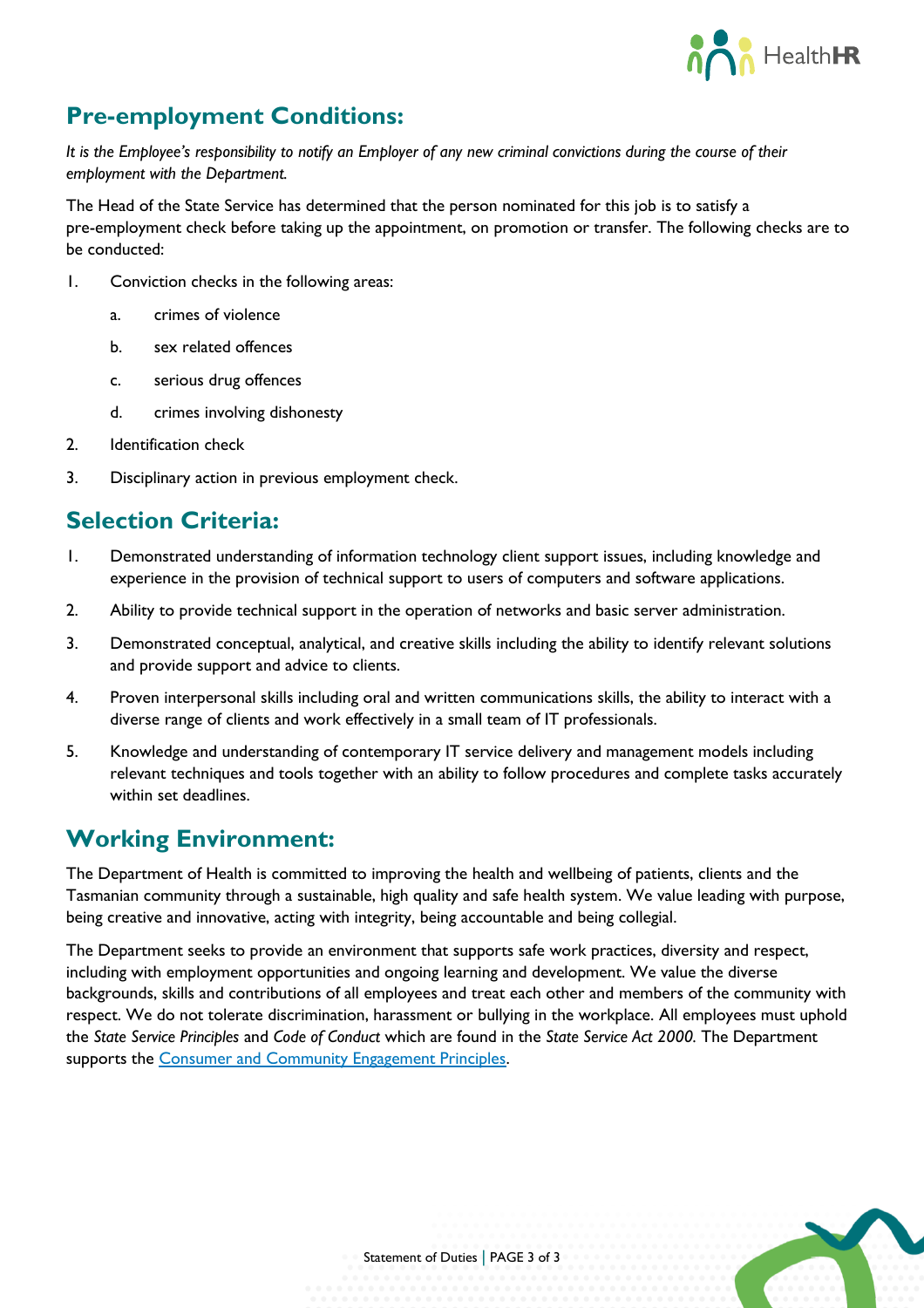## Pre-employment Conditions:

*It is the Employee's responsibility to notify an Employer of any new criminal convictions during the course of their employment with the Department.*

The Head of the State Service has determined that the person nominated for this job is to satisfy a pre-employment check before taking up the appointment, on promotion or transfer. The following checks are to be conducted:

1. Conviction checks in the following areas:
   a. crimes of violence
   b. sex related offences
   c. serious drug offences
   d. crimes involving dishonesty
2. Identification check
3. Disciplinary action in previous employment check.

## Selection Criteria:

1. Demonstrated understanding of information technology client support issues, including knowledge and experience in the provision of technical support to users of computers and software applications.
2. Ability to provide technical support in the operation of networks and basic server administration.
3. Demonstrated conceptual, analytical, and creative skills including the ability to identify relevant solutions and provide support and advice to clients.
4. Proven interpersonal skills including oral and written communications skills, the ability to interact with a diverse range of clients and work effectively in a small team of IT professionals.
5. Knowledge and understanding of contemporary IT service delivery and management models including relevant techniques and tools together with an ability to follow procedures and complete tasks accurately within set deadlines.

## Working Environment:

The Department of Health is committed to improving the health and wellbeing of patients, clients and the Tasmanian community through a sustainable, high quality and safe health system. We value leading with purpose, being creative and innovative, acting with integrity, being accountable and being collegial.

The Department seeks to provide an environment that supports safe work practices, diversity and respect, including with employment opportunities and ongoing learning and development. We value the diverse backgrounds, skills and contributions of all employees and treat each other and members of the community with respect. We do not tolerate discrimination, harassment or bullying in the workplace. All employees must uphold the *State Service Principles* and *Code of Conduct* which are found in the *State Service Act 2000*. The Department supports the [Consumer and Community Engagement Principles](#).